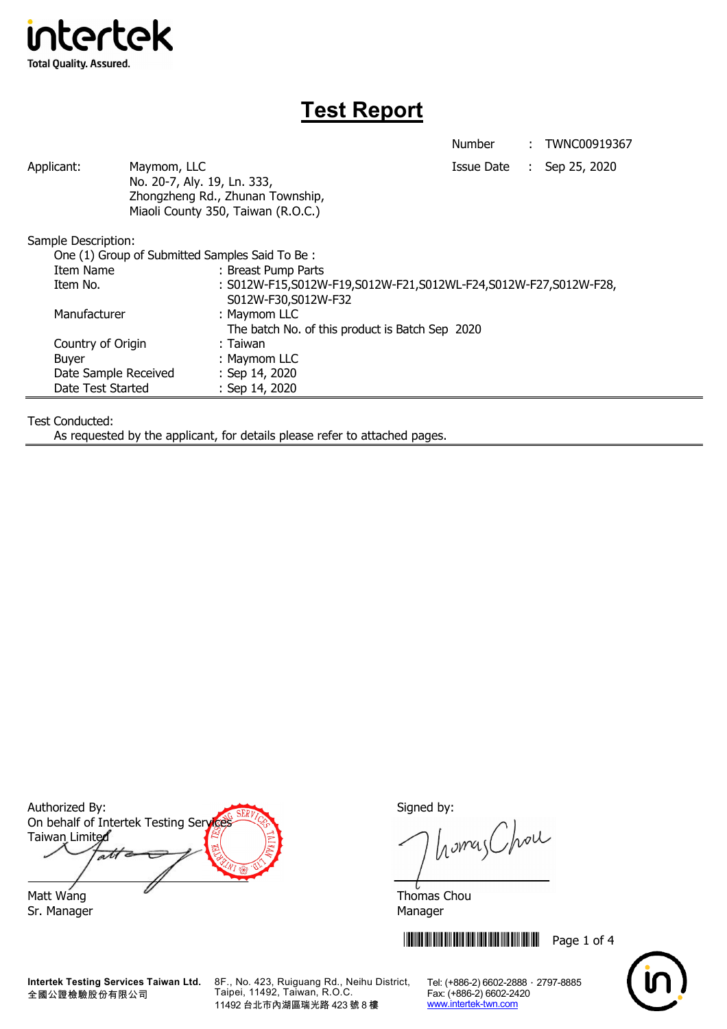intertek
Total Quality. Assured.

# Test Report

Number : TWNC00919367
Issue Date : Sep 25, 2020

Applicant: Maymom, LLC
No. 20-7, Aly. 19, Ln. 333,
Zhongzheng Rd., Zhunan Township,
Miaoli County 350, Taiwan (R.O.C.)

Sample Description:
One (1) Group of Submitted Samples Said To Be :

| | |
|---|---|
| Item Name | : Breast Pump Parts |
| Item No. | : S012W-F15,S012W-F19,S012W-F21,S012WL-F24,S012W-F27,S012W-F28, S012W-F30,S012W-F32 |
| Manufacturer | : Maymom LLC<br>The batch No. of this product is Batch Sep 2020 |
| Country of Origin | : Taiwan |
| Buyer | : Maymom LLC |
| Date Sample Received | : Sep 14, 2020 |
| Date Test Started | : Sep 14, 2020 |

Test Conducted:
As requested by the applicant, for details please refer to attached pages.

Authorized By:
On behalf of Intertek Testing Services Taiwan Limited

Matt Wang
Sr. Manager

Signed by:

Thomas Chou
Manager

Intertek Testing Services Taiwan Ltd.
全國公證檢驗股份有限公司
8F., No. 423, Ruiguang Rd., Neihu District, Taipei, 11492, Taiwan, R.O.C.
11492 台北市內湖區瑞光路 423 號 8 樓
Tel: (+886-2) 6602-2888 · 2797-8885
Fax: (+886-2) 6602-2420
www.intertek-twn.com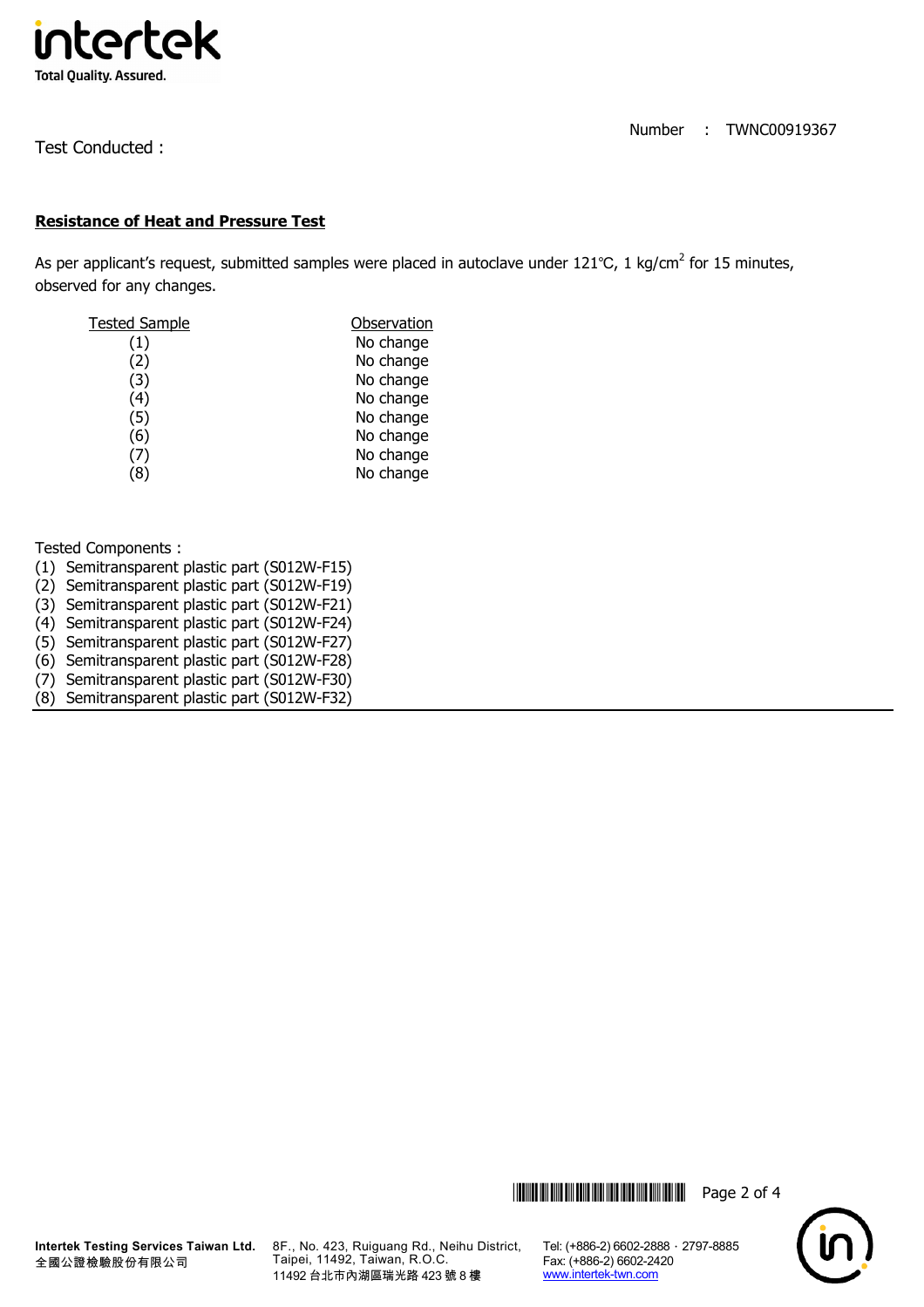Number : TWNC00919367

Test Conducted :

**Resistance of Heat and Pressure Test**

As per applicant's request, submitted samples were placed in autoclave under 121℃, 1 kg/cm$^2$ for 15 minutes, observed for any changes.

| Tested Sample | Observation |
|---|---|
| (1) | No change |
| (2) | No change |
| (3) | No change |
| (4) | No change |
| (5) | No change |
| (6) | No change |
| (7) | No change |
| (8) | No change |

Tested Components :

(1) Semitransparent plastic part (S012W-F15)
(2) Semitransparent plastic part (S012W-F19)
(3) Semitransparent plastic part (S012W-F21)
(4) Semitransparent plastic part (S012W-F24)
(5) Semitransparent plastic part (S012W-F27)
(6) Semitransparent plastic part (S012W-F28)
(7) Semitransparent plastic part (S012W-F30)
(8) Semitransparent plastic part (S012W-F32)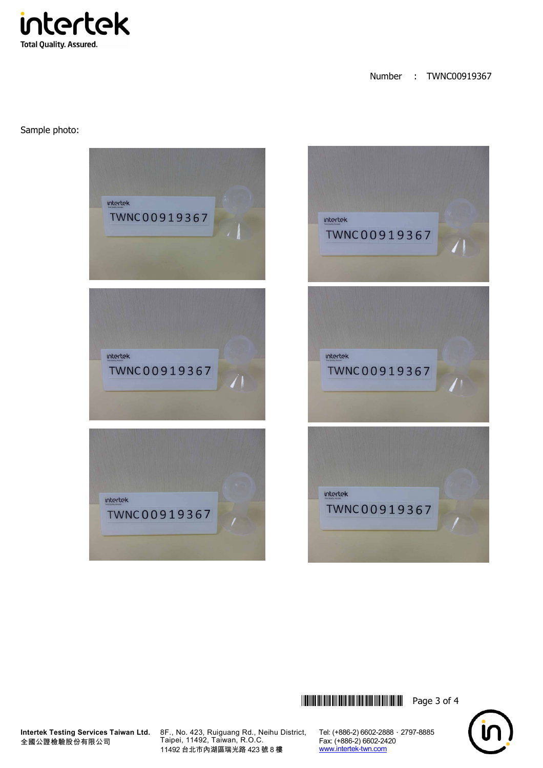Number : TWNC00919367

Sample photo: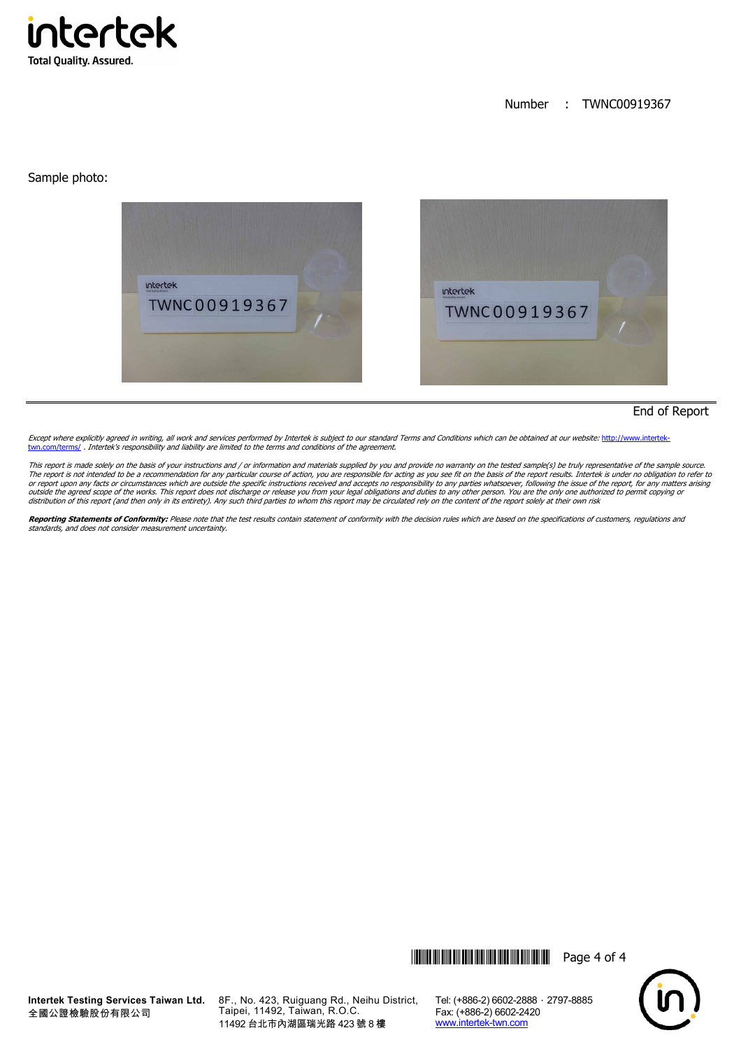Number : TWNC00919367

Sample photo:

End of Report

*Except where explicitly agreed in writing, all work and services performed by Intertek is subject to our standard Terms and Conditions which can be obtained at our website: http://www.intertek-twn.com/terms/ . Intertek's responsibility and liability are limited to the terms and conditions of the agreement.*

*This report is made solely on the basis of your instructions and / or information and materials supplied by you and provide no warranty on the tested sample(s) be truly representative of the sample source. The report is not intended to be a recommendation for any particular course of action, you are responsible for acting as you see fit on the basis of the report results. Intertek is under no obligation to refer to or report upon any facts or circumstances which are outside the specific instructions received and accepts no responsibility to any parties whatsoever, following the issue of the report, for any matters arising outside the agreed scope of the works. This report does not discharge or release you from your legal obligations and duties to any other person. You are the only one authorized to permit copying or distribution of this report (and then only in its entirety). Any such third parties to whom this report may be circulated rely on the content of the report solely at their own risk*

***Reporting Statements of Conformity:*** *Please note that the test results contain statement of conformity with the decision rules which are based on the specifications of customers, regulations and standards, and does not consider measurement uncertainty.*